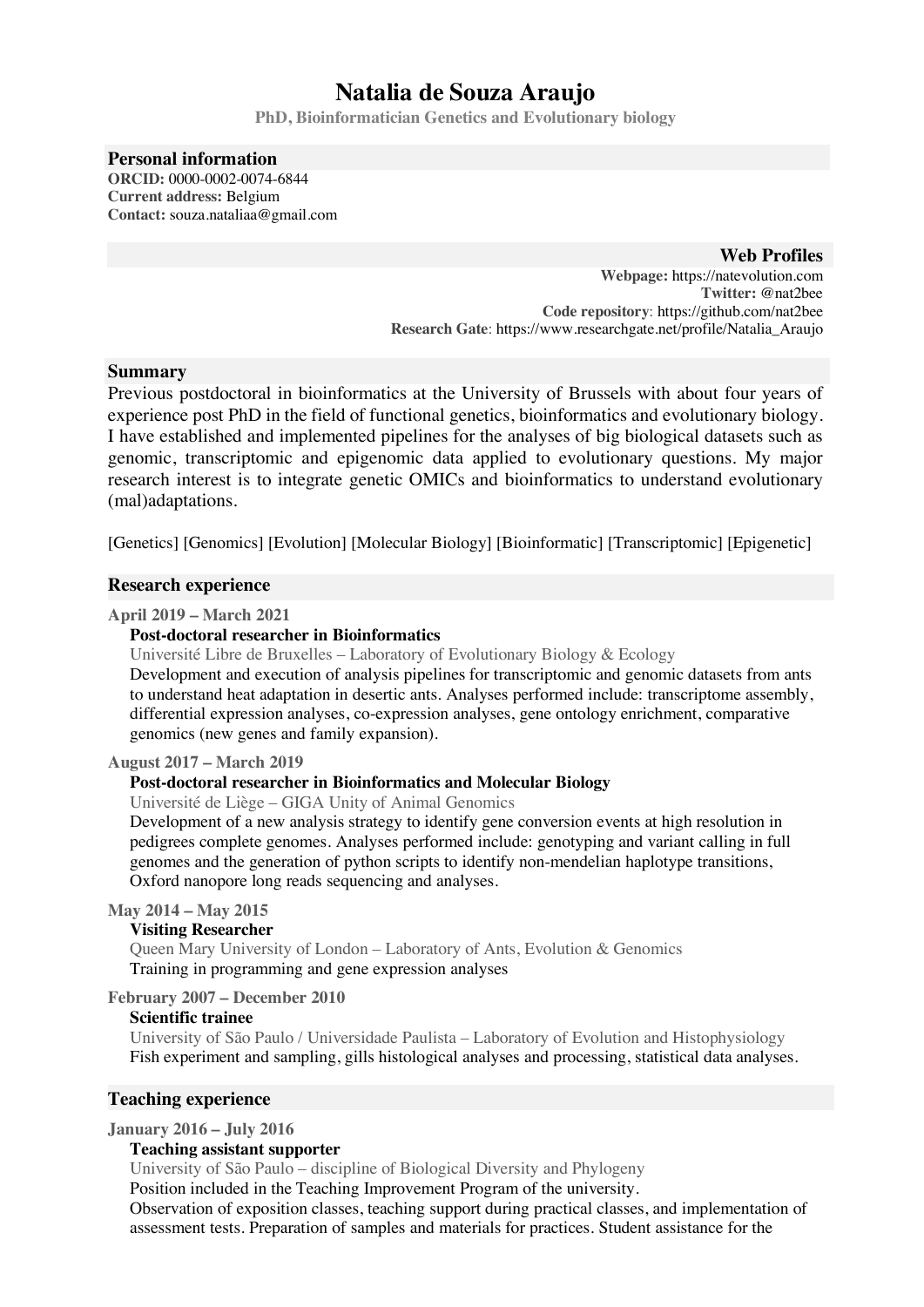# Natalia de Souza Araujo

**PhD, Bioinformatician Genetics and Evolutionary biology**

## Personal information

**ORCID:** 0000-0002-0074-6844
**Current address:** Belgium
**Contact:** souza.nataliaa@gmail.com

## Web Profiles

**Webpage:** https://natevolution.com
**Twitter:** @nat2bee
**Code repository**: https://github.com/nat2bee
**Research Gate**: https://www.researchgate.net/profile/Natalia_Araujo

## Summary

Previous postdoctoral in bioinformatics at the University of Brussels with about four years of experience post PhD in the field of functional genetics, bioinformatics and evolutionary biology. I have established and implemented pipelines for the analyses of big biological datasets such as genomic, transcriptomic and epigenomic data applied to evolutionary questions. My major research interest is to integrate genetic OMICs and bioinformatics to understand evolutionary (mal)adaptations.

[Genetics] [Genomics] [Evolution] [Molecular Biology] [Bioinformatic] [Transcriptomic] [Epigenetic]

## Research experience

**April 2019 – March 2021**

**Post-doctoral researcher in Bioinformatics**
Université Libre de Bruxelles – Laboratory of Evolutionary Biology & Ecology
Development and execution of analysis pipelines for transcriptomic and genomic datasets from ants to understand heat adaptation in desertic ants. Analyses performed include: transcriptome assembly, differential expression analyses, co-expression analyses, gene ontology enrichment, comparative genomics (new genes and family expansion).

**August 2017 – March 2019**

**Post-doctoral researcher in Bioinformatics and Molecular Biology**
Université de Liège – GIGA Unity of Animal Genomics
Development of a new analysis strategy to identify gene conversion events at high resolution in pedigrees complete genomes. Analyses performed include: genotyping and variant calling in full genomes and the generation of python scripts to identify non-mendelian haplotype transitions, Oxford nanopore long reads sequencing and analyses.

**May 2014 – May 2015**

**Visiting Researcher**
Queen Mary University of London – Laboratory of Ants, Evolution & Genomics
Training in programming and gene expression analyses

**February 2007 – December 2010**

**Scientific trainee**
University of São Paulo / Universidade Paulista – Laboratory of Evolution and Histophysiology
Fish experiment and sampling, gills histological analyses and processing, statistical data analyses.

## Teaching experience

**January 2016 – July 2016**

**Teaching assistant supporter**
University of São Paulo – discipline of Biological Diversity and Phylogeny
Position included in the Teaching Improvement Program of the university.
Observation of exposition classes, teaching support during practical classes, and implementation of assessment tests. Preparation of samples and materials for practices. Student assistance for the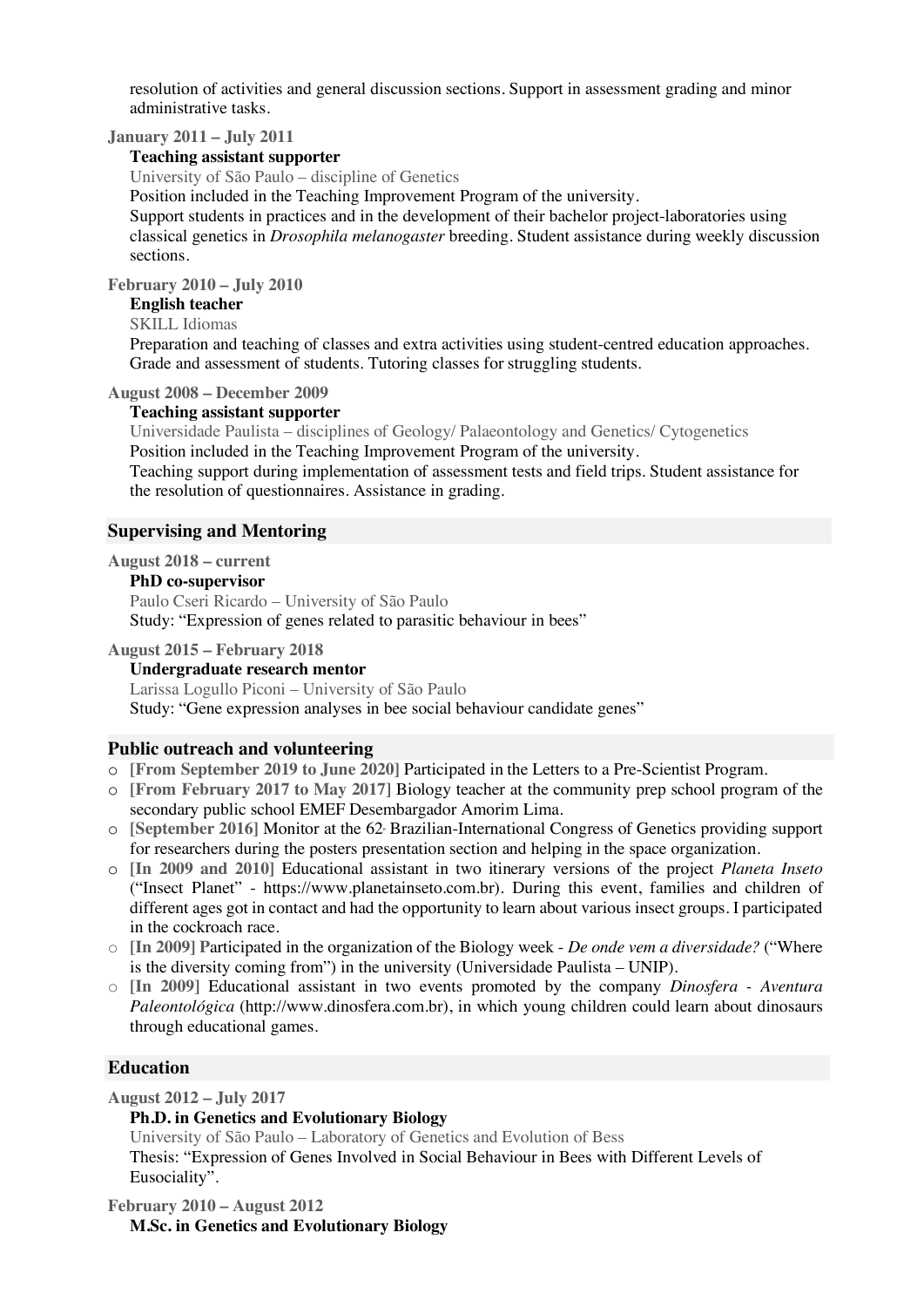resolution of activities and general discussion sections. Support in assessment grading and minor administrative tasks.

**January 2011 – July 2011**

**Teaching assistant supporter**
University of São Paulo – discipline of Genetics
Position included in the Teaching Improvement Program of the university.
Support students in practices and in the development of their bachelor project-laboratories using classical genetics in *Drosophila melanogaster* breeding. Student assistance during weekly discussion sections.

**February 2010 – July 2010**

**English teacher**
SKILL Idiomas
Preparation and teaching of classes and extra activities using student-centred education approaches. Grade and assessment of students. Tutoring classes for struggling students.

**August 2008 – December 2009**

**Teaching assistant supporter**
Universidade Paulista – disciplines of Geology/ Palaeontology and Genetics/ Cytogenetics
Position included in the Teaching Improvement Program of the university.
Teaching support during implementation of assessment tests and field trips. Student assistance for the resolution of questionnaires. Assistance in grading.

## Supervising and Mentoring

**August 2018 – current**

**PhD co-supervisor**
Paulo Cseri Ricardo – University of São Paulo
Study: "Expression of genes related to parasitic behaviour in bees"

**August 2015 – February 2018**

**Undergraduate research mentor**
Larissa Logullo Piconi – University of São Paulo
Study: "Gene expression analyses in bee social behaviour candidate genes"

## Public outreach and volunteering

- **[From September 2019 to June 2020]** Participated in the Letters to a Pre-Scientist Program.
- **[From February 2017 to May 2017]** Biology teacher at the community prep school program of the secondary public school EMEF Desembargador Amorim Lima.
- **[September 2016]** Monitor at the 62º Brazilian-International Congress of Genetics providing support for researchers during the posters presentation section and helping in the space organization.
- **[In 2009 and 2010]** Educational assistant in two itinerary versions of the project *Planeta Inseto* ("Insect Planet" - https://www.planetainseto.com.br). During this event, families and children of different ages got in contact and had the opportunity to learn about various insect groups. I participated in the cockroach race.
- **[In 2009]** Participated in the organization of the Biology week - *De onde vem a diversidade?* ("Where is the diversity coming from") in the university (Universidade Paulista – UNIP).
- **[In 2009]** Educational assistant in two events promoted by the company *Dinosfera - Aventura Paleontológica* (http://www.dinosfera.com.br), in which young children could learn about dinosaurs through educational games.

## Education

**August 2012 – July 2017**

**Ph.D. in Genetics and Evolutionary Biology**
University of São Paulo – Laboratory of Genetics and Evolution of Bess
Thesis: "Expression of Genes Involved in Social Behaviour in Bees with Different Levels of Eusociality".

**February 2010 – August 2012**

**M.Sc. in Genetics and Evolutionary Biology**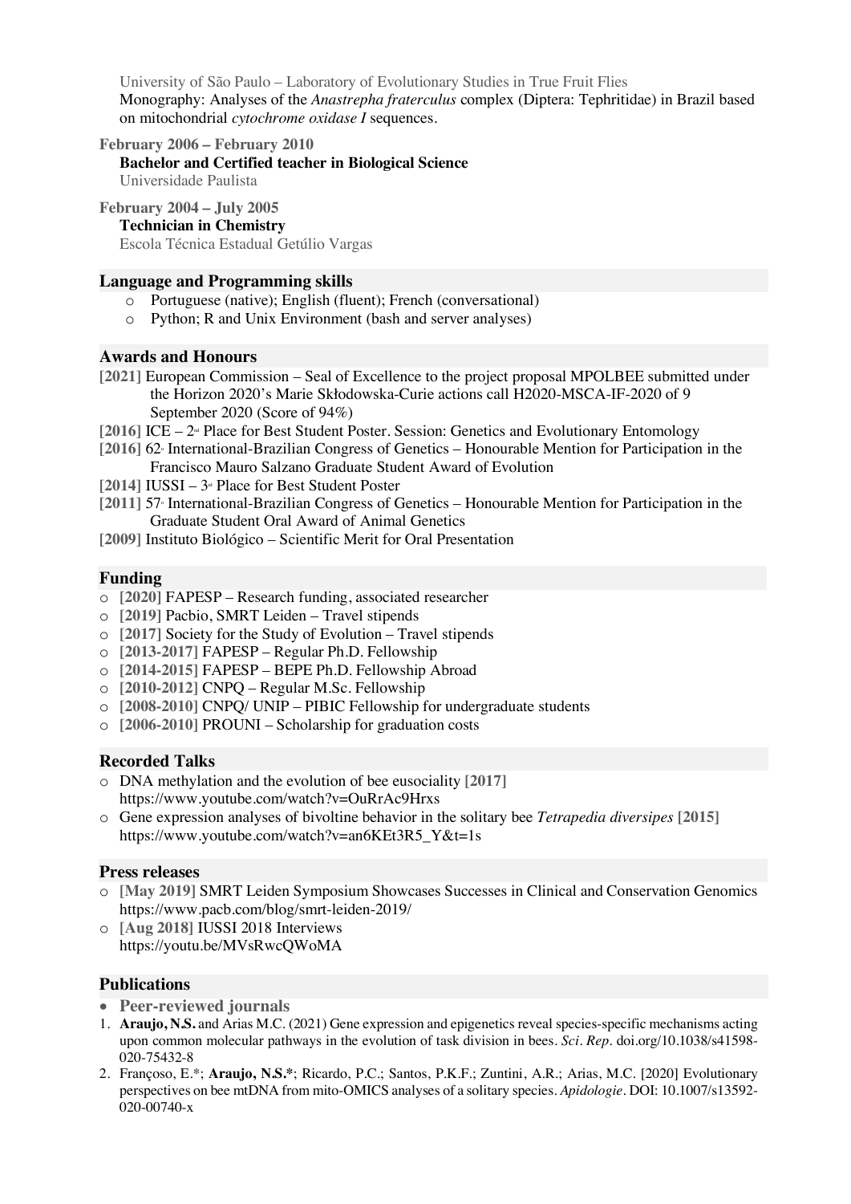University of São Paulo – Laboratory of Evolutionary Studies in True Fruit Flies
Monography: Analyses of the *Anastrepha fraterculus* complex (Diptera: Tephritidae) in Brazil based on mitochondrial *cytochrome oxidase I* sequences.

**February 2006 – February 2010**
**Bachelor and Certified teacher in Biological Science**
Universidade Paulista

**February 2004 – July 2005**
**Technician in Chemistry**
Escola Técnica Estadual Getúlio Vargas

## Language and Programming skills

- Portuguese (native); English (fluent); French (conversational)
- Python; R and Unix Environment (bash and server analyses)

## Awards and Honours

**[2021]** European Commission – Seal of Excellence to the project proposal MPOLBEE submitted under the Horizon 2020's Marie Skłodowska-Curie actions call H2020-MSCA-IF-2020 of 9 September 2020 (Score of 94%)
**[2016]** ICE – 2nd Place for Best Student Poster. Session: Genetics and Evolutionary Entomology
**[2016]** 62th International-Brazilian Congress of Genetics – Honourable Mention for Participation in the Francisco Mauro Salzano Graduate Student Award of Evolution
**[2014]** IUSSI – 3rd Place for Best Student Poster
**[2011]** 57th International-Brazilian Congress of Genetics – Honourable Mention for Participation in the Graduate Student Oral Award of Animal Genetics
**[2009]** Instituto Biológico – Scientific Merit for Oral Presentation

## Funding

- **[2020]** FAPESP – Research funding, associated researcher
- **[2019]** Pacbio, SMRT Leiden – Travel stipends
- **[2017]** Society for the Study of Evolution – Travel stipends
- **[2013-2017]** FAPESP – Regular Ph.D. Fellowship
- **[2014-2015]** FAPESP – BEPE Ph.D. Fellowship Abroad
- **[2010-2012]** CNPQ – Regular M.Sc. Fellowship
- **[2008-2010]** CNPQ/ UNIP – PIBIC Fellowship for undergraduate students
- **[2006-2010]** PROUNI – Scholarship for graduation costs

## Recorded Talks

- DNA methylation and the evolution of bee eusociality **[2017]**
  https://www.youtube.com/watch?v=OuRrAc9Hrxs
- Gene expression analyses of bivoltine behavior in the solitary bee *Tetrapedia diversipes* **[2015]**
  https://www.youtube.com/watch?v=an6KEt3R5_Y&t=1s

## Press releases

- **[May 2019]** SMRT Leiden Symposium Showcases Successes in Clinical and Conservation Genomics
  https://www.pacb.com/blog/smrt-leiden-2019/
- **[Aug 2018]** IUSSI 2018 Interviews
  https://youtu.be/MVsRwcQWoMA

## Publications

- **Peer-reviewed journals**

1. **Araujo, N.S.** and Arias M.C. (2021) Gene expression and epigenetics reveal species-specific mechanisms acting upon common molecular pathways in the evolution of task division in bees. *Sci. Rep.* doi.org/10.1038/s41598-020-75432-8
2. Françoso, E.*; **Araujo, N.S.***; Ricardo, P.C.; Santos, P.K.F.; Zuntini, A.R.; Arias, M.C. [2020] Evolutionary perspectives on bee mtDNA from mito-OMICS analyses of a solitary species. *Apidologie*. DOI: 10.1007/s13592-020-00740-x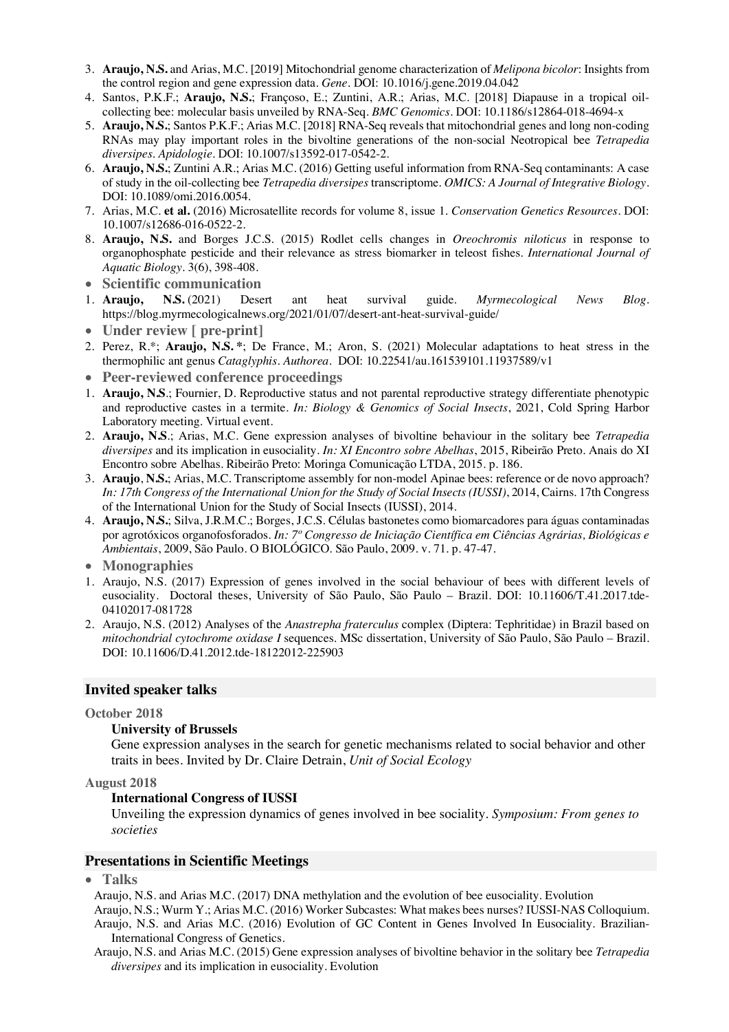3. **Araujo, N.S.** and Arias, M.C. [2019] Mitochondrial genome characterization of *Melipona bicolor*: Insights from the control region and gene expression data. *Gene*. DOI: 10.1016/j.gene.2019.04.042
4. Santos, P.K.F.; **Araujo, N.S.**; Françoso, E.; Zuntini, A.R.; Arias, M.C. [2018] Diapause in a tropical oil-collecting bee: molecular basis unveiled by RNA-Seq. *BMC Genomics*. DOI: 10.1186/s12864-018-4694-x
5. **Araujo, N.S.**; Santos P.K.F.; Arias M.C. [2018] RNA-Seq reveals that mitochondrial genes and long non-coding RNAs may play important roles in the bivoltine generations of the non-social Neotropical bee *Tetrapedia diversipes*. *Apidologie*. DOI: 10.1007/s13592-017-0542-2.
6. **Araujo, N.S.**; Zuntini A.R.; Arias M.C. (2016) Getting useful information from RNA-Seq contaminants: A case of study in the oil-collecting bee *Tetrapedia diversipes* transcriptome. *OMICS: A Journal of Integrative Biology*. DOI: 10.1089/omi.2016.0054.
7. Arias, M.C. **et al.** (2016) Microsatellite records for volume 8, issue 1. *Conservation Genetics Resources*. DOI: 10.1007/s12686-016-0522-2.
8. **Araujo, N.S.** and Borges J.C.S. (2015) Rodlet cells changes in *Oreochromis niloticus* in response to organophosphate pesticide and their relevance as stress biomarker in teleost fishes. *International Journal of Aquatic Biology*. 3(6), 398-408.

- **Scientific communication**

1. **Araujo, N.S.** (2021) Desert ant heat survival guide. *Myrmecological News Blog*. https://blog.myrmecologicalnews.org/2021/01/07/desert-ant-heat-survival-guide/

- **Under review [ pre-print]**

2. Perez, R.*; **Araujo, N.S. ***; De France, M.; Aron, S. (2021) Molecular adaptations to heat stress in the thermophilic ant genus *Cataglyphis*. *Authorea*. DOI: 10.22541/au.161539101.11937589/v1

- **Peer-reviewed conference proceedings**

1. **Araujo, N.S**.; Fournier, D. Reproductive status and not parental reproductive strategy differentiate phenotypic and reproductive castes in a termite. *In: Biology & Genomics of Social Insects*, 2021, Cold Spring Harbor Laboratory meeting. Virtual event.
2. **Araujo, N.S**.; Arias, M.C. Gene expression analyses of bivoltine behaviour in the solitary bee *Tetrapedia diversipes* and its implication in eusociality. *In: XI Encontro sobre Abelhas*, 2015, Ribeirão Preto. Anais do XI Encontro sobre Abelhas. Ribeirão Preto: Moringa Comunicação LTDA, 2015. p. 186.
3. **Araujo**, **N.S.**; Arias, M.C. Transcriptome assembly for non-model Apinae bees: reference or de novo approach? *In: 17th Congress of the International Union for the Study of Social Insects (IUSSI)*, 2014, Cairns. 17th Congress of the International Union for the Study of Social Insects (IUSSI), 2014.
4. **Araujo, N.S.**; Silva, J.R.M.C.; Borges, J.C.S. Células bastonetes como biomarcadores para águas contaminadas por agrotóxicos organofosforados. *In: 7º Congresso de Iniciação Científica em Ciências Agrárias, Biológicas e Ambientais*, 2009, São Paulo. O BIOLÓGICO. São Paulo, 2009. v. 71. p. 47-47.

- **Monographies**

1. Araujo, N.S. (2017) Expression of genes involved in the social behaviour of bees with different levels of eusociality. Doctoral theses, University of São Paulo, São Paulo – Brazil. DOI: 10.11606/T.41.2017.tde-04102017-081728
2. Araujo, N.S. (2012) Analyses of the *Anastrepha fraterculus* complex (Diptera: Tephritidae) in Brazil based on *mitochondrial cytochrome oxidase I* sequences. MSc dissertation, University of São Paulo, São Paulo – Brazil. DOI: 10.11606/D.41.2012.tde-18122012-225903

## Invited speaker talks

**October 2018**

**University of Brussels**
Gene expression analyses in the search for genetic mechanisms related to social behavior and other traits in bees. Invited by Dr. Claire Detrain, *Unit of Social Ecology*

**August 2018**

**International Congress of IUSSI**
Unveiling the expression dynamics of genes involved in bee sociality. *Symposium: From genes to societies*

## Presentations in Scientific Meetings

- **Talks**

Araujo, N.S. and Arias M.C. (2017) DNA methylation and the evolution of bee eusociality. Evolution

Araujo, N.S.; Wurm Y.; Arias M.C. (2016) Worker Subcastes: What makes bees nurses? IUSSI-NAS Colloquium.

Araujo, N.S. and Arias M.C. (2016) Evolution of GC Content in Genes Involved In Eusociality. Brazilian-International Congress of Genetics.

Araujo, N.S. and Arias M.C. (2015) Gene expression analyses of bivoltine behavior in the solitary bee *Tetrapedia diversipes* and its implication in eusociality. Evolution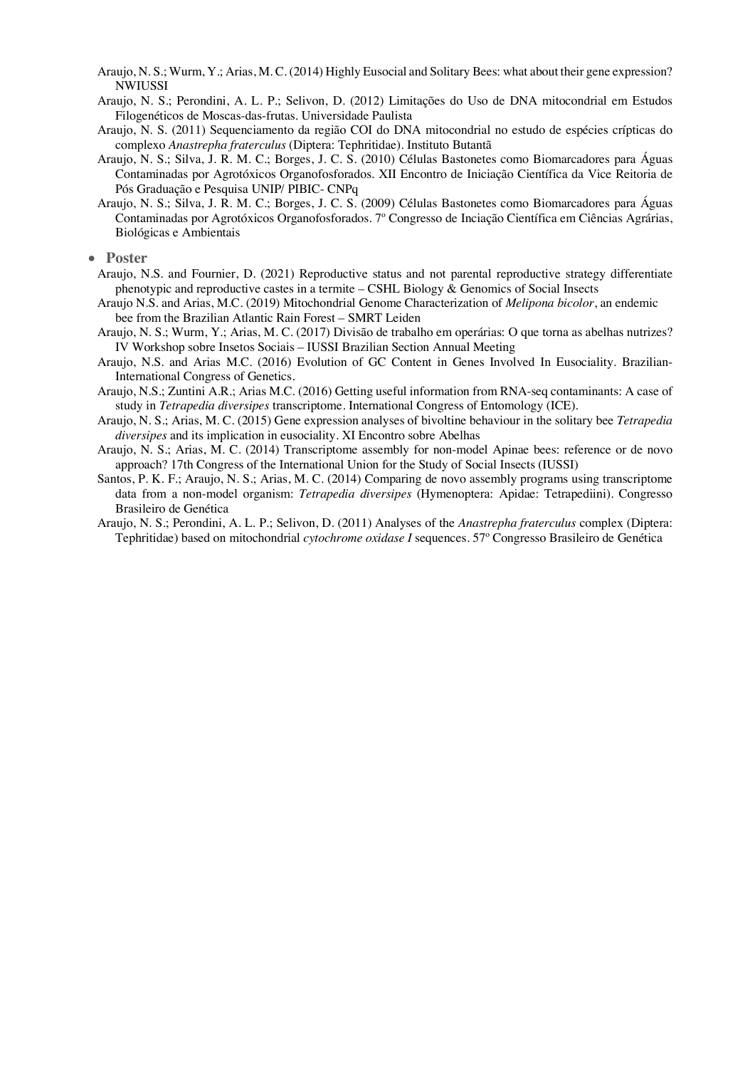Araujo, N. S.; Wurm, Y.; Arias, M. C. (2014) Highly Eusocial and Solitary Bees: what about their gene expression? NWIUSSI

Araujo, N. S.; Perondini, A. L. P.; Selivon, D. (2012) Limitações do Uso de DNA mitocondrial em Estudos Filogenéticos de Moscas-das-frutas. Universidade Paulista

Araujo, N. S. (2011) Sequenciamento da região COI do DNA mitocondrial no estudo de espécies crípticas do complexo *Anastrepha fraterculus* (Diptera: Tephritidae). Instituto Butantã

Araujo, N. S.; Silva, J. R. M. C.; Borges, J. C. S. (2010) Células Bastonetes como Biomarcadores para Águas Contaminadas por Agrotóxicos Organofosforados. XII Encontro de Iniciação Científica da Vice Reitoria de Pós Graduação e Pesquisa UNIP/ PIBIC- CNPq

Araujo, N. S.; Silva, J. R. M. C.; Borges, J. C. S. (2009) Células Bastonetes como Biomarcadores para Águas Contaminadas por Agrotóxicos Organofosforados. 7º Congresso de Inciação Científica em Ciências Agrárias, Biológicas e Ambientais

- **Poster**

Araujo, N.S. and Fournier, D. (2021) Reproductive status and not parental reproductive strategy differentiate phenotypic and reproductive castes in a termite – CSHL Biology & Genomics of Social Insects

Araujo N.S. and Arias, M.C. (2019) Mitochondrial Genome Characterization of *Melipona bicolor*, an endemic bee from the Brazilian Atlantic Rain Forest – SMRT Leiden

Araujo, N. S.; Wurm, Y.; Arias, M. C. (2017) Divisão de trabalho em operárias: O que torna as abelhas nutrizes? IV Workshop sobre Insetos Sociais – IUSSI Brazilian Section Annual Meeting

Araujo, N.S. and Arias M.C. (2016) Evolution of GC Content in Genes Involved In Eusociality. Brazilian-International Congress of Genetics.

Araujo, N.S.; Zuntini A.R.; Arias M.C. (2016) Getting useful information from RNA-seq contaminants: A case of study in *Tetrapedia diversipes* transcriptome. International Congress of Entomology (ICE).

Araujo, N. S.; Arias, M. C. (2015) Gene expression analyses of bivoltine behaviour in the solitary bee *Tetrapedia diversipes* and its implication in eusociality. XI Encontro sobre Abelhas

Araujo, N. S.; Arias, M. C. (2014) Transcriptome assembly for non-model Apinae bees: reference or de novo approach? 17th Congress of the International Union for the Study of Social Insects (IUSSI)

Santos, P. K. F.; Araujo, N. S.; Arias, M. C. (2014) Comparing de novo assembly programs using transcriptome data from a non-model organism: *Tetrapedia diversipes* (Hymenoptera: Apidae: Tetrapediini). Congresso Brasileiro de Genética

Araujo, N. S.; Perondini, A. L. P.; Selivon, D. (2011) Analyses of the *Anastrepha fraterculus* complex (Diptera: Tephritidae) based on mitochondrial *cytochrome oxidase I* sequences. 57º Congresso Brasileiro de Genética